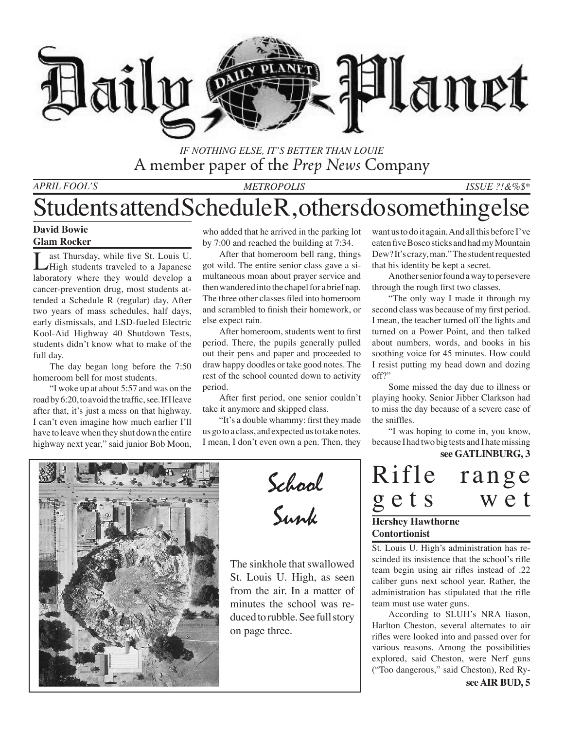# Daily Planet

*IF NOTHING ELSE, IT'S BETTER THAN LOUIE*

A member paper of the *Prep News* Company

*APRIL FOOL'S* | *METROPOLIS* | *ISSUE ?!&%$**

## Students attend Schedule R, others do something else

**David Bowie**
**Glam Rocker**

Last Thursday, while five St. Louis U. High students traveled to a Japanese laboratory where they would develop a cancer-prevention drug, most students attended a Schedule R (regular) day. After two years of mass schedules, half days, early dismissals, and LSD-fueled Electric Kool-Aid Highway 40 Shutdown Tests, students didn't know what to make of the full day.

The day began long before the 7:50 homeroom bell for most students.

"I woke up at about 5:57 and was on the road by 6:20, to avoid the traffic, see. If I leave after that, it's just a mess on that highway. I can't even imagine how much earlier I'll have to leave when they shut down the entire highway next year," said junior Bob Moon, who added that he arrived in the parking lot by 7:00 and reached the building at 7:34.

After that homeroom bell rang, things got wild. The entire senior class gave a simultaneous moan about prayer service and then wandered into the chapel for a brief nap. The three other classes filed into homeroom and scrambled to finish their homework, or else expect rain.

After homeroom, students went to first period. There, the pupils generally pulled out their pens and paper and proceeded to draw happy doodles or take good notes. The rest of the school counted down to activity period.

After first period, one senior couldn't take it anymore and skipped class.

"It's a double whammy: first they made us go to a class, and expected us to take notes. I mean, I don't even own a pen. Then, they want us to do it again. And all this before I've eaten five Bosco sticks and had my Mountain Dew? It's crazy, man." The student requested that his identity be kept a secret.

Another senior found a way to persevere through the rough first two classes.

"The only way I made it through my second class was because of my first period. I mean, the teacher turned off the lights and turned on a Power Point, and then talked about numbers, words, and books in his soothing voice for 45 minutes. How could I resist putting my head down and dozing off?"

Some missed the day due to illness or playing hooky. Senior Jibber Clarkson had to miss the day because of a severe case of the sniffles.

"I was hoping to come in, you know, because I had two big tests and I hate missing

**see GATLINBURG, 3**

## School Sunk

The sinkhole that swallowed St. Louis U. High, as seen from the air. In a matter of minutes the school was reduced to rubble. See full story on page three.

## Rifle range gets wet

**Hershey Hawthorne**
**Contortionist**

St. Louis U. High's administration has rescinded its insistence that the school's rifle team begin using air rifles instead of .22 caliber guns next school year. Rather, the administration has stipulated that the rifle team must use water guns.

According to SLUH's NRA liason, Harlton Cheston, several alternates to air rifles were looked into and passed over for various reasons. Among the possibilities explored, said Cheston, were Nerf guns ("Too dangerous," said Cheston), Red Ry-

**see AIR BUD, 5**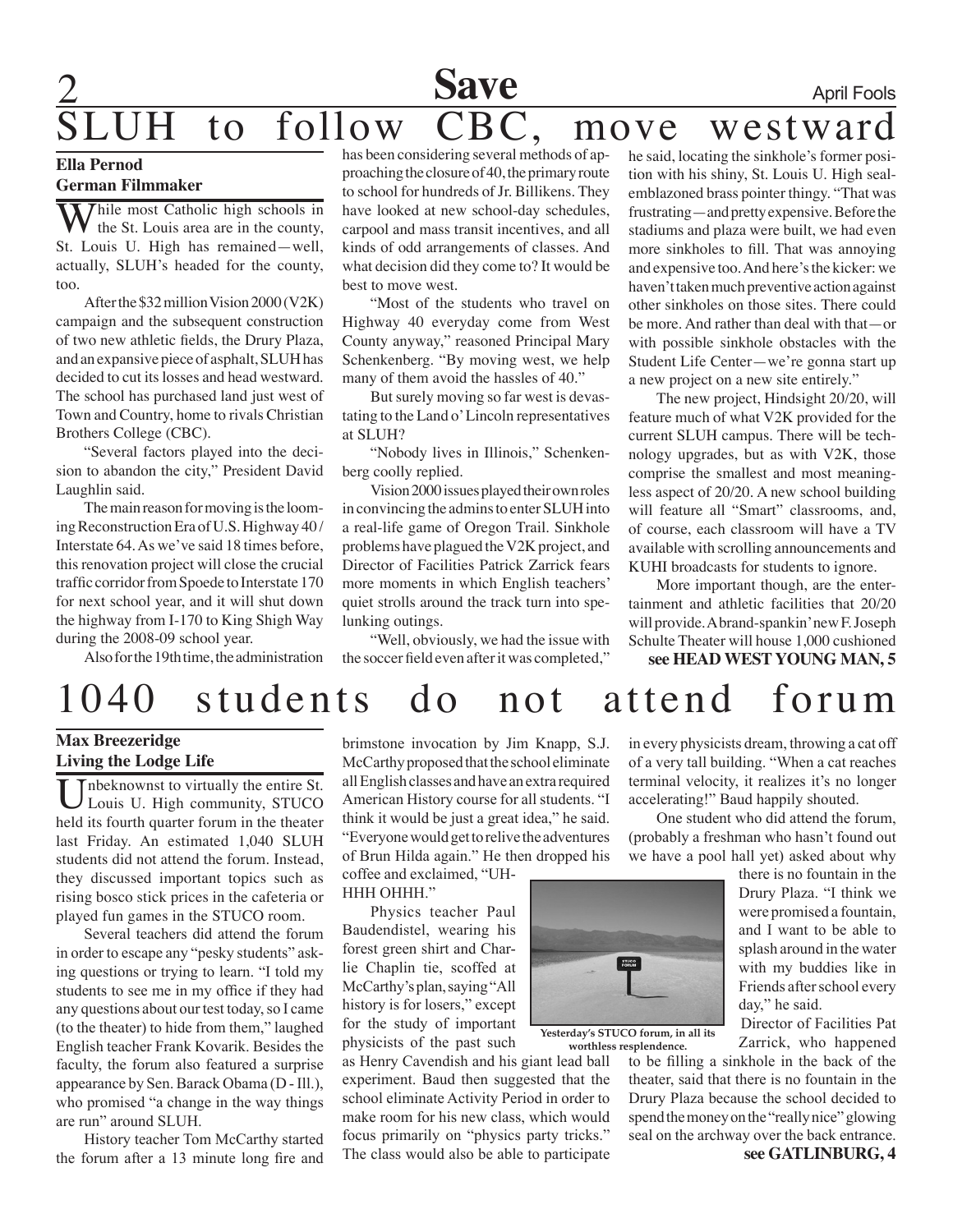# SLUH to follow CBC, move westward

**Ella Pernod**
**German Filmmaker**

While most Catholic high schools in the St. Louis area are in the county, St. Louis U. High has remained—well, actually, SLUH's headed for the county, too.

After the $32 million Vision 2000 (V2K) campaign and the subsequent construction of two new athletic fields, the Drury Plaza, and an expansive piece of asphalt, SLUH has decided to cut its losses and head westward. The school has purchased land just west of Town and Country, home to rivals Christian Brothers College (CBC).

"Several factors played into the decision to abandon the city," President David Laughlin said.

The main reason for moving is the looming Reconstruction Era of U.S. Highway 40 / Interstate 64. As we've said 18 times before, this renovation project will close the crucial traffic corridor from Spoede to Interstate 170 for next school year, and it will shut down the highway from I-170 to King Shigh Way during the 2008-09 school year.

Also for the 19th time, the administration has been considering several methods of approaching the closure of 40, the primary route to school for hundreds of Jr. Billikens. They have looked at new school-day schedules, carpool and mass transit incentives, and all kinds of odd arrangements of classes. And what decision did they come to? It would be best to move west.

"Most of the students who travel on Highway 40 everyday come from West County anyway," reasoned Principal Mary Schenkenberg. "By moving west, we help many of them avoid the hassles of 40."

But surely moving so far west is devastating to the Land o' Lincoln representatives at SLUH?

"Nobody lives in Illinois," Schenkenberg coolly replied.

Vision 2000 issues played their own roles in convincing the admins to enter SLUH into a real-life game of Oregon Trail. Sinkhole problems have plagued the V2K project, and Director of Facilities Patrick Zarrick fears more moments in which English teachers' quiet strolls around the track turn into spelunking outings.

"Well, obviously, we had the issue with the soccer field even after it was completed," he said, locating the sinkhole's former position with his shiny, St. Louis U. High seal-emblazoned brass pointer thingy. "That was frustrating—and pretty expensive. Before the stadiums and plaza were built, we had even more sinkholes to fill. That was annoying and expensive too. And here's the kicker: we haven't taken much preventive action against other sinkholes on those sites. There could be more. And rather than deal with that—or with possible sinkhole obstacles with the Student Life Center—we're gonna start up a new project on a new site entirely."

The new project, Hindsight 20/20, will feature much of what V2K provided for the current SLUH campus. There will be technology upgrades, but as with V2K, those comprise the smallest and most meaningless aspect of 20/20. A new school building will feature all "Smart" classrooms, and, of course, each classroom will have a TV available with scrolling announcements and KUHI broadcasts for students to ignore.

More important though, are the entertainment and athletic facilities that 20/20 will provide. A brand-spankin' new F. Joseph Schulte Theater will house 1,000 cushioned

**see HEAD WEST YOUNG MAN, 5**

# 1040 students do not attend forum

**Max Breezeridge**
**Living the Lodge Life**

Unbeknownst to virtually the entire St. Louis U. High community, STUCO held its fourth quarter forum in the theater last Friday. An estimated 1,040 SLUH students did not attend the forum. Instead, they discussed important topics such as rising bosco stick prices in the cafeteria or played fun games in the STUCO room.

Several teachers did attend the forum in order to escape any "pesky students" asking questions or trying to learn. "I told my students to see me in my office if they had any questions about our test today, so I came (to the theater) to hide from them," laughed English teacher Frank Kovarik. Besides the faculty, the forum also featured a surprise appearance by Sen. Barack Obama (D - Ill.), who promised "a change in the way things are run" around SLUH.

History teacher Tom McCarthy started the forum after a 13 minute long fire and brimstone invocation by Jim Knapp, S.J. McCarthy proposed that the school eliminate all English classes and have an extra required American History course for all students. "I think it would be just a great idea," he said. "Everyone would get to relive the adventures of Brun Hilda again." He then dropped his coffee and exclaimed, "UH-HHH OHHH."

Physics teacher Paul Baudendistel, wearing his forest green shirt and Charlie Chaplin tie, scoffed at McCarthy's plan, saying "All history is for losers," except for the study of important physicists of the past such as Henry Cavendish and his giant lead ball experiment. Baud then suggested that the school eliminate Activity Period in order to make room for his new class, which would focus primarily on "physics party tricks." The class would also be able to participate in every physicists dream, throwing a cat off of a very tall building. "When a cat reaches terminal velocity, it realizes it's no longer accelerating!" Baud happily shouted.

Yesterday's STUCO forum, in all its worthless resplendence.

One student who did attend the forum, (probably a freshman who hasn't found out we have a pool hall yet) asked about why there is no fountain in the Drury Plaza. "I think we were promised a fountain, and I want to be able to splash around in the water with my buddies like in Friends after school every day," he said.

Director of Facilities Pat Zarrick, who happened to be filling a sinkhole in the back of the theater, said that there is no fountain in the Drury Plaza because the school decided to spend the money on the "really nice" glowing seal on the archway over the back entrance.

**see GATLINBURG, 4**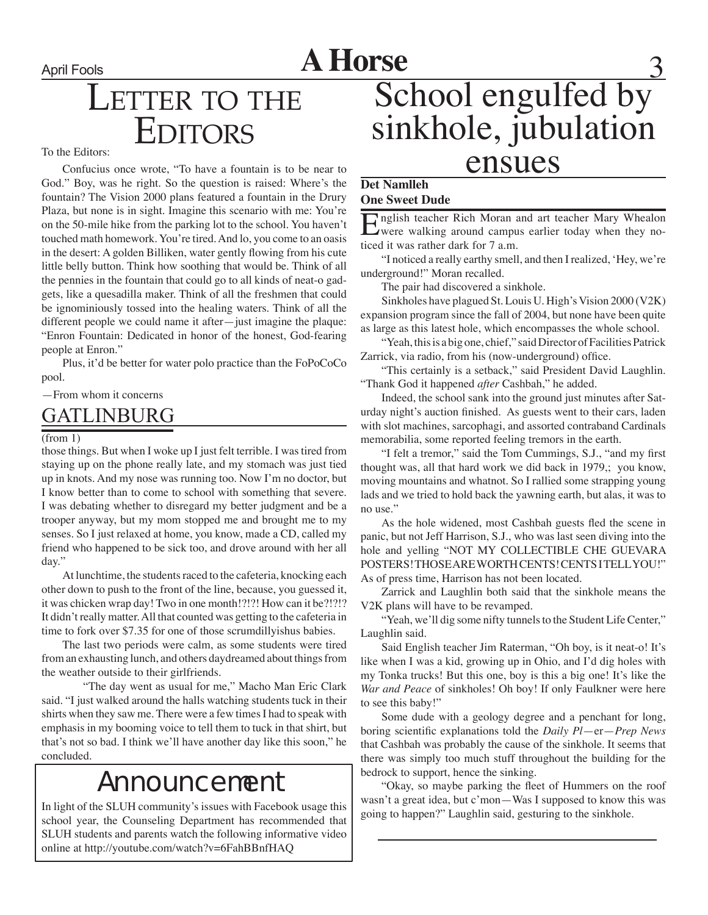# Letter to the Editors

To the Editors:

Confucius once wrote, "To have a fountain is to be near to God." Boy, was he right. So the question is raised: Where's the fountain? The Vision 2000 plans featured a fountain in the Drury Plaza, but none is in sight. Imagine this scenario with me: You're on the 50-mile hike from the parking lot to the school. You haven't touched math homework. You're tired. And lo, you come to an oasis in the desert: A golden Billiken, water gently flowing from his cute little belly button. Think how soothing that would be. Think of all the pennies in the fountain that could go to all kinds of neat-o gadgets, like a quesadilla maker. Think of all the freshmen that could be ignominiously tossed into the healing waters. Think of all the different people we could name it after—just imagine the plaque: "Enron Fountain: Dedicated in honor of the honest, God-fearing people at Enron."

Plus, it'd be better for water polo practice than the FoPoCoCo pool.

—From whom it concerns

## GATLINBURG

(from 1)

those things. But when I woke up I just felt terrible. I was tired from staying up on the phone really late, and my stomach was just tied up in knots. And my nose was running too. Now I'm no doctor, but I know better than to come to school with something that severe. I was debating whether to disregard my better judgment and be a trooper anyway, but my mom stopped me and brought me to my senses. So I just relaxed at home, you know, made a CD, called my friend who happened to be sick too, and drove around with her all day."

At lunchtime, the students raced to the cafeteria, knocking each other down to push to the front of the line, because, you guessed it, it was chicken wrap day! Two in one month!?!?! How can it be?!?!? It didn't really matter. All that counted was getting to the cafeteria in time to fork over $7.35 for one of those scrumdillyishus babies.

The last two periods were calm, as some students were tired from an exhausting lunch, and others daydreamed about things from the weather outside to their girlfriends.

"The day went as usual for me," Macho Man Eric Clark said. "I just walked around the halls watching students tuck in their shirts when they saw me. There were a few times I had to speak with emphasis in my booming voice to tell them to tuck in that shirt, but that's not so bad. I think we'll have another day like this soon," he concluded.

## Announcement

In light of the SLUH community's issues with Facebook usage this school year, the Counseling Department has recommended that SLUH students and parents watch the following informative video online at http://youtube.com/watch?v=6FahBBnfHAQ

# School engulfed by sinkhole, jubulation ensues

**Det Namlleh**
**One Sweet Dude**

English teacher Rich Moran and art teacher Mary Whealon were walking around campus earlier today when they noticed it was rather dark for 7 a.m.

"I noticed a really earthy smell, and then I realized, 'Hey, we're underground!" Moran recalled.

The pair had discovered a sinkhole.

Sinkholes have plagued St. Louis U. High's Vision 2000 (V2K) expansion program since the fall of 2004, but none have been quite as large as this latest hole, which encompasses the whole school.

"Yeah, this is a big one, chief," said Director of Facilities Patrick Zarrick, via radio, from his (now-underground) office.

"This certainly is a setback," said President David Laughlin. "Thank God it happened *after* Cashbah," he added.

Indeed, the school sank into the ground just minutes after Saturday night's auction finished. As guests went to their cars, laden with slot machines, sarcophagi, and assorted contraband Cardinals memorabilia, some reported feeling tremors in the earth.

"I felt a tremor," said the Tom Cummings, S.J., "and my first thought was, all that hard work we did back in 1979,; you know, moving mountains and whatnot. So I rallied some strapping young lads and we tried to hold back the yawning earth, but alas, it was to no use."

As the hole widened, most Cashbah guests fled the scene in panic, but not Jeff Harrison, S.J., who was last seen diving into the hole and yelling "NOT MY COLLECTIBLE CHE GUEVARA POSTERS! THOSE ARE WORTH CENTS! CENTS I TELL YOU!" As of press time, Harrison has not been located.

Zarrick and Laughlin both said that the sinkhole means the V2K plans will have to be revamped.

"Yeah, we'll dig some nifty tunnels to the Student Life Center," Laughlin said.

Said English teacher Jim Raterman, "Oh boy, is it neat-o! It's like when I was a kid, growing up in Ohio, and I'd dig holes with my Tonka trucks! But this one, boy is this a big one! It's like the *War and Peace* of sinkholes! Oh boy! If only Faulkner were here to see this baby!"

Some dude with a geology degree and a penchant for long, boring scientific explanations told the *Daily Pl*—er—*Prep News* that Cashbah was probably the cause of the sinkhole. It seems that there was simply too much stuff throughout the building for the bedrock to support, hence the sinking.

"Okay, so maybe parking the fleet of Hummers on the roof wasn't a great idea, but c'mon—Was I supposed to know this was going to happen?" Laughlin said, gesturing to the sinkhole.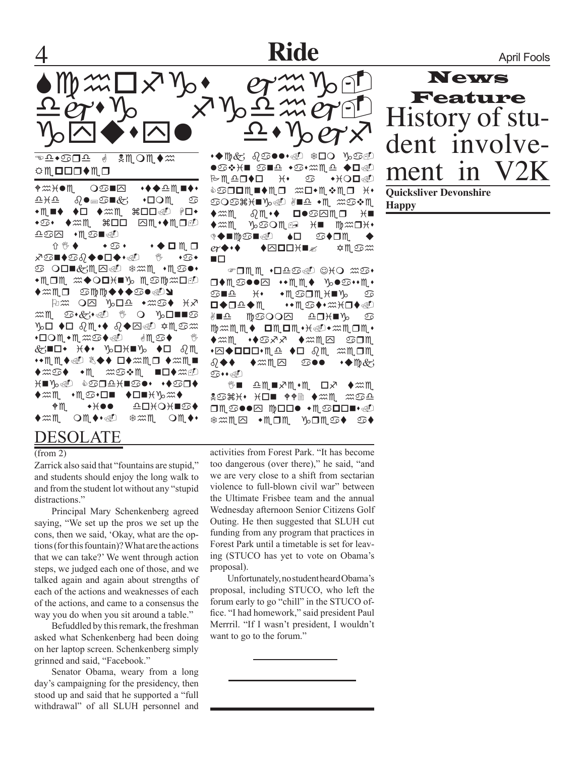## News Feature

# History of student involvement in V2K

**Quicksliver Devonshire**

**Happy**

## DESOLATE

(from 2)

Zarrick also said that "fountains are stupid," and students should enjoy the long walk to and from the student lot without any "stupid distractions."

Principal Mary Schenkenberg agreed saying, "We set up the pros we set up the cons, then we said, 'Okay, what are the options (for this fountain)? What are the actions that we can take?' We went through action steps, we judged each one of those, and we talked again and again about strengths of each of the actions and weaknesses of each of the actions, and came to a consensus the way you do when you sit around a table."

Befuddled by this remark, the freshman asked what Schenkenberg had been doing on her laptop screen. Schenkenberg simply grinned and said, "Facebook."

Senator Obama, weary from a long day's campaigning for the presidency, then stood up and said that he supported a "full withdrawal" of all SLUH personnel and activities from Forest Park. "It has become too dangerous (over there)," he said, "and we are very close to a shift from sectarian violence to full-blown civil war" between the Ultimate Frisbee team and the annual Wednesday afternoon Senior Citizens Golf Outing. He then suggested that SLUH cut funding from any program that practices in Forest Park until a timetable is set for leaving (STUCO has yet to vote on Obama's proposal).

Unfortunately, no student heard Obama's proposal, including STUCO, who left the forum early to go "chill" in the STUCO office. "I had homework," said president Paul Merrril. "If I wasn't president, I wouldn't want to go to the forum."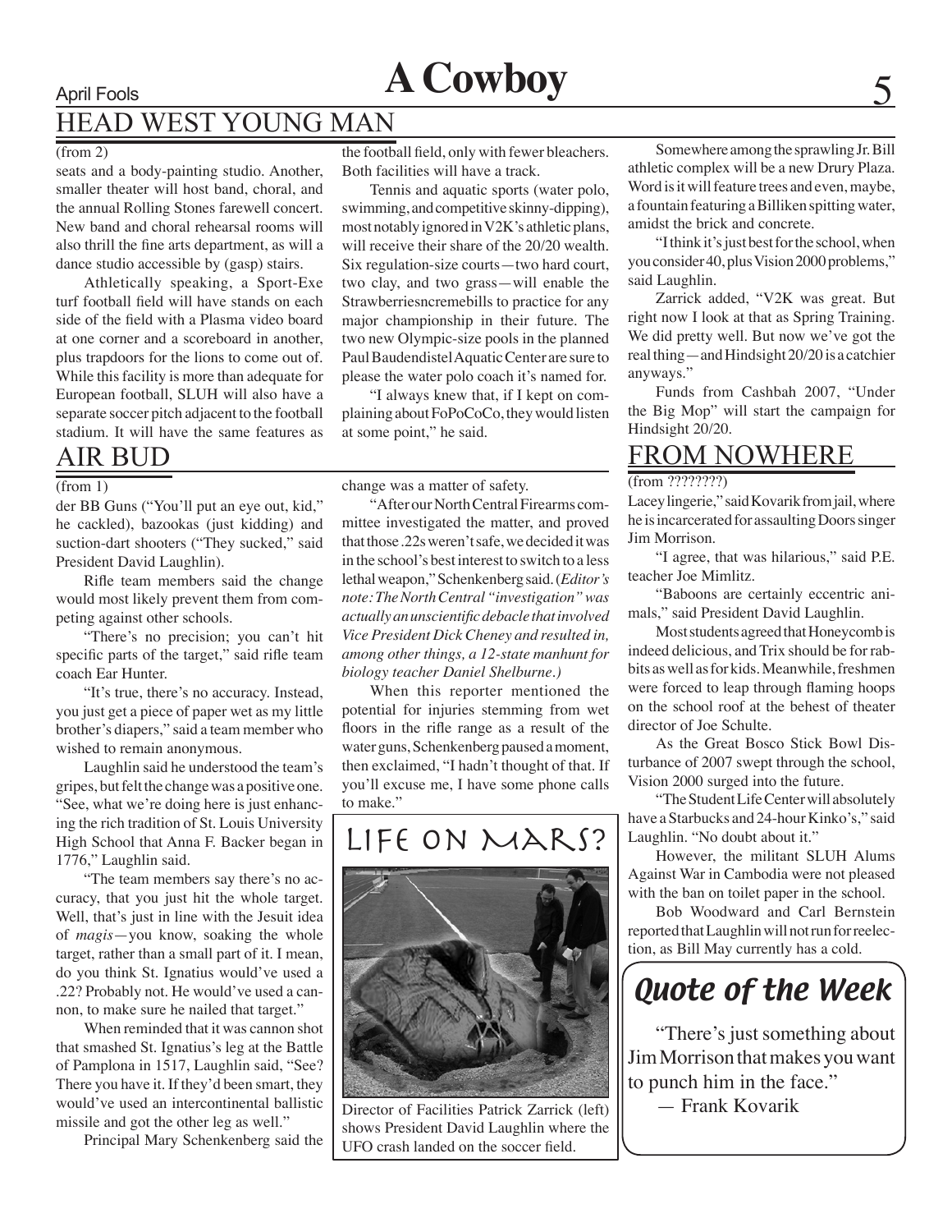# A Cowboy

## HEAD WEST YOUNG MAN

(from 2)

seats and a body-painting studio. Another, smaller theater will host band, choral, and the annual Rolling Stones farewell concert. New band and choral rehearsal rooms will also thrill the fine arts department, as will a dance studio accessible by (gasp) stairs.

Athletically speaking, a Sport-Exe turf football field will have stands on each side of the field with a Plasma video board at one corner and a scoreboard in another, plus trapdoors for the lions to come out of. While this facility is more than adequate for European football, SLUH will also have a separate soccer pitch adjacent to the football stadium. It will have the same features as the football field, only with fewer bleachers. Both facilities will have a track.

Tennis and aquatic sports (water polo, swimming, and competitive skinny-dipping), most notably ignored in V2K's athletic plans, will receive their share of the 20/20 wealth. Six regulation-size courts—two hard court, two clay, and two grass—will enable the Strawberriesncremebills to practice for any major championship in their future. The two new Olympic-size pools in the planned Paul Baudendistel Aquatic Center are sure to please the water polo coach it's named for.

"I always knew that, if I kept on complaining about FoPoCoCo, they would listen at some point," he said.

Somewhere among the sprawling Jr. Bill athletic complex will be a new Drury Plaza. Word is it will feature trees and even, maybe, a fountain featuring a Billiken spitting water, amidst the brick and concrete.

"I think it's just best for the school, when you consider 40, plus Vision 2000 problems," said Laughlin.

Zarrick added, "V2K was great. But right now I look at that as Spring Training. We did pretty well. But now we've got the real thing—and Hindsight 20/20 is a catchier anyways."

Funds from Cashbah 2007, "Under the Big Mop" will start the campaign for Hindsight 20/20.

## AIR BUD

(from 1)

der BB Guns ("You'll put an eye out, kid," he cackled), bazookas (just kidding) and suction-dart shooters ("They sucked," said President David Laughlin).

Rifle team members said the change would most likely prevent them from competing against other schools.

"There's no precision; you can't hit specific parts of the target," said rifle team coach Ear Hunter.

"It's true, there's no accuracy. Instead, you just get a piece of paper wet as my little brother's diapers," said a team member who wished to remain anonymous.

Laughlin said he understood the team's gripes, but felt the change was a positive one. "See, what we're doing here is just enhancing the rich tradition of St. Louis University High School that Anna F. Backer began in 1776," Laughlin said.

"The team members say there's no accuracy, that you just hit the whole target. Well, that's just in line with the Jesuit idea of *magis*—you know, soaking the whole target, rather than a small part of it. I mean, do you think St. Ignatius would've used a .22? Probably not. He would've used a cannon, to make sure he nailed that target."

When reminded that it was cannon shot that smashed St. Ignatius's leg at the Battle of Pamplona in 1517, Laughlin said, "See? There you have it. If they'd been smart, they would've used an intercontinental ballistic missile and got the other leg as well."

Principal Mary Schenkenberg said the change was a matter of safety.

"After our North Central Firearms committee investigated the matter, and proved that those .22s weren't safe, we decided it was in the school's best interest to switch to a less lethal weapon," Schenkenberg said. (*Editor's note: The North Central "investigation" was actually an unscientific debacle that involved Vice President Dick Cheney and resulted in, among other things, a 12-state manhunt for biology teacher Daniel Shelburne.)*

When this reporter mentioned the potential for injuries stemming from wet floors in the rifle range as a result of the water guns, Schenkenberg paused a moment, then exclaimed, "I hadn't thought of that. If you'll excuse me, I have some phone calls to make."

## LIFE ON MARS?

Director of Facilities Patrick Zarrick (left) shows President David Laughlin where the UFO crash landed on the soccer field.

## FROM NOWHERE

(from ????????)

Lacey lingerie," said Kovarik from jail, where he is incarcerated for assaulting Doors singer Jim Morrison.

"I agree, that was hilarious," said P.E. teacher Joe Mimlitz.

"Baboons are certainly eccentric animals," said President David Laughlin.

Most students agreed that Honeycomb is indeed delicious, and Trix should be for rabbits as well as for kids. Meanwhile, freshmen were forced to leap through flaming hoops on the school roof at the behest of theater director of Joe Schulte.

As the Great Bosco Stick Bowl Disturbance of 2007 swept through the school, Vision 2000 surged into the future.

"The Student Life Center will absolutely have a Starbucks and 24-hour Kinko's," said Laughlin. "No doubt about it."

However, the militant SLUH Alums Against War in Cambodia were not pleased with the ban on toilet paper in the school.

Bob Woodward and Carl Bernstein reported that Laughlin will not run for reelection, as Bill May currently has a cold.

## *Quote of the Week*

"There's just something about Jim Morrison that makes you want to punch him in the face."

— Frank Kovarik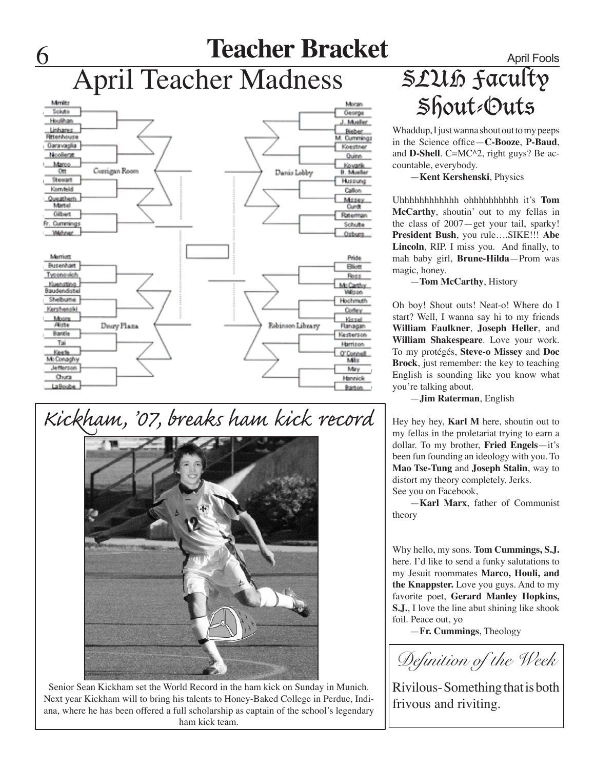# Teacher Bracket

## April Teacher Madness

Mimlitz
Schuto
Houlihan
Linhares
Rittenhouse
Garavaglia
Nicollerat
Marco
Ott
Stewart
Kornfeld
Queathem
Martel
Gilbert
Fr. Cummings
Wehner

Curigan Room

Moran
George
J. Mueller
Bieber
M. Cummings
Koestner
Quinn
Kovarik
B. Mueller
Hussung
Callon
Missey
Cundt
Raterman
Schulte
Osburg

Danis Lobby

Merriott
Busenhart
Tyconovich
Kuensting
Baudendistel
Shelburne
Kershenski
Moore
Alsite
Bantle
Tai
Keefe
McConaghy
Jefferson
Chura
LaBoube

Drury Plaza

Pride
Elliott
Ross
McCarthy
Wilson
Hochmuth
Corley
Kissel
Flanagan
Kesterson
Harrison
O'Connell
Mills
May
Hannick
Barton

Robinson Library

## Kickham, '07, breaks ham kick record

Senior Sean Kickham set the World Record in the ham kick on Sunday in Munich. Next year Kickham will to bring his talents to Honey-Baked College in Perdue, Indiana, where he has been offered a full scholarship as captain of the school's legendary ham kick team.

## SLUH Faculty Shout-Outs

Whaddup, I just wanna shout out to my peeps in the Science office—**C-Booze**, **P-Baud**, and **D-Shell**. C=MC^2, right guys? Be accountable, everybody.

—**Kent Kershenski**, Physics

Uhhhhhhhhhhhh ohhhhhhhhhh it's **Tom McCarthy**, shoutin' out to my fellas in the class of 2007—get your tail, sparky! **President Bush**, you rule….SIKE!!! **Abe Lincoln**, RIP. I miss you. And finally, to mah baby girl, **Brune-Hilda**—Prom was magic, honey.

—**Tom McCarthy**, History

Oh boy! Shout outs! Neat-o! Where do I start? Well, I wanna say hi to my friends **William Faulkner**, **Joseph Heller**, and **William Shakespeare**. Love your work. To my protégés, **Steve-o Missey** and **Doc Brock**, just remember: the key to teaching English is sounding like you know what you're talking about.

—**Jim Raterman**, English

Hey hey hey, **Karl M** here, shoutin out to my fellas in the proletariat trying to earn a dollar. To my brother, **Fried Engels**—it's been fun founding an ideology with you. To **Mao Tse-Tung** and **Joseph Stalin**, way to distort my theory completely. Jerks.
See you on Facebook,

—**Karl Marx**, father of Communist theory

Why hello, my sons. **Tom Cummings, S.J.** here. I'd like to send a funky salutations to my Jesuit roommates **Marco, Houli, and the Knappster.** Love you guys. And to my favorite poet, **Gerard Manley Hopkins, S.J.**, I love the line abut shining like shook foil. Peace out, yo

—**Fr. Cummings**, Theology

## *Definition of the Week*

Rivilous- Something that is both frivous and riviting.